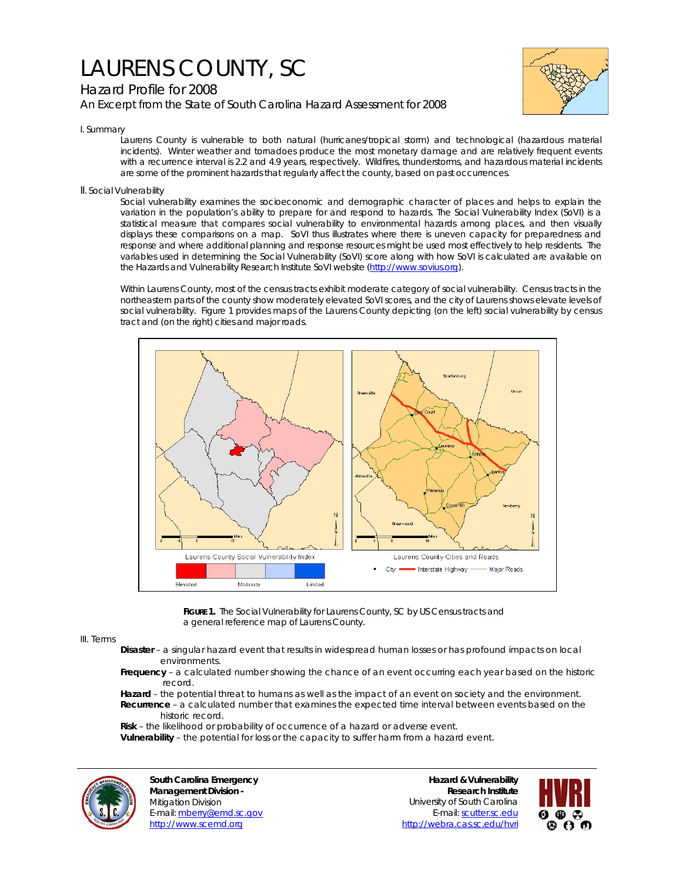# LAURENS COUNTY, SC

## Hazard Profile for 2008

An Excerpt from the State of South Carolina Hazard Assessment for 2008

### I. Summary

Laurens County is vulnerable to both natural (hurricanes/tropical storm) and technological (hazardous material incidents). Winter weather and tornadoes produce the most monetary damage and are relatively frequent events with a recurrence interval is 2.2 and 4.9 years, respectively. Wildfires, thunderstorms, and hazardous material incidents are some of the prominent hazards that regularly affect the county, based on past occurrences.

### II. Social Vulnerability

Social vulnerability examines the socioeconomic and demographic character of places and helps to explain the variation in the population's ability to prepare for and respond to hazards. The Social Vulnerability Index (SoVI) is a statistical measure that compares social vulnerability to environmental hazards among places, and then visually displays these comparisons on a map. SoVI thus illustrates where there is uneven capacity for preparedness and response and where additional planning and response resources might be used most effectively to help residents. The variables used in determining the Social Vulnerability (SoVI) score along with how SoVI is calculated are available on the Hazards and Vulnerability Research Institute SoVI website (http://www.sovius.org).

Within Laurens County, most of the census tracts exhibit moderate category of social vulnerability. Census tracts in the northeastern parts of the county show moderately elevated SoVI scores, and the city of Laurens shows elevate levels of social vulnerability. Figure 1 provides maps of the Laurens County depicting (on the left) social vulnerability by census tract and (on the right) cities and major roads.

**FIGURE 1.** The Social Vulnerability for Laurens County, SC by US Census tracts and a general reference map of Laurens County.

### III. Terms

**Disaster** – a singular hazard event that results in widespread human losses or has profound impacts on local environments.

**Frequency** – a calculated number showing the chance of an event occurring each year based on the historic record.

**Hazard** – the potential threat to humans as well as the impact of an event on society and the environment.

**Recurrence** – a calculated number that examines the expected time interval between events based on the historic record.

**Risk** – the likelihood or probability of occurrence of a hazard or adverse event.

**Vulnerability** – the potential for loss or the capacity to suffer harm from a hazard event.

**South Carolina Emergency Management Division -**
Mitigation Division
E-mail: mberry@emd.sc.gov
http://www.scemd.org

**Hazard & Vulnerability Research Institute**
University of South Carolina
E-mail: scutter.sc.edu
http://webra.cas.sc.edu/hvri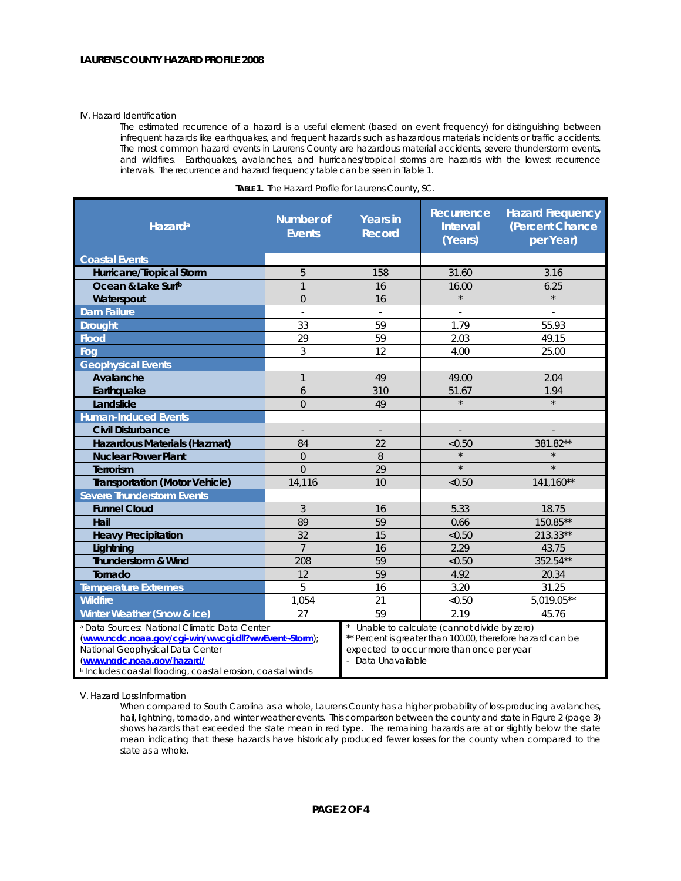IV. Hazard Identification

The estimated recurrence of a hazard is a useful element (based on event frequency) for distinguishing between infrequent hazards like earthquakes, and frequent hazards such as hazardous materials incidents or traffic accidents. The most common hazard events in Laurens County are hazardous material accidents, severe thunderstorm events, and wildfires. Earthquakes, avalanches, and hurricanes/tropical storms are hazards with the lowest recurrence intervals. The recurrence and hazard frequency table can be seen in Table 1.

**TABLE 1.** The Hazard Profile for Laurens County, SC.

| Hazard[a] | Number of Events | Years in Record | Recurrence Interval (Years) | Hazard Frequency (Percent Chance per Year) |
|---|---|---|---|---|
| **Coastal Events** | | | | |
| Hurricane/Tropical Storm | 5 | 158 | 31.60 | 3.16 |
| Ocean & Lake Surf[b] | 1 | 16 | 16.00 | 6.25 |
| Waterspout | 0 | 16 | * | * |
| **Dam Failure** | - | - | - | - |
| **Drought** | 33 | 59 | 1.79 | 55.93 |
| **Flood** | 29 | 59 | 2.03 | 49.15 |
| **Fog** | 3 | 12 | 4.00 | 25.00 |
| **Geophysical Events** | | | | |
| Avalanche | 1 | 49 | 49.00 | 2.04 |
| Earthquake | 6 | 310 | 51.67 | 1.94 |
| Landslide | 0 | 49 | * | * |
| **Human-Induced Events** | | | | |
| Civil Disturbance | - | - | - | - |
| Hazardous Materials (Hazmat) | 84 | 22 | <0.50 | 381.82** |
| Nuclear Power Plant | 0 | 8 | * | * |
| Terrorism | 0 | 29 | * | * |
| Transportation (Motor Vehicle) | 14,116 | 10 | <0.50 | 141,160** |
| **Severe Thunderstorm Events** | | | | |
| Funnel Cloud | 3 | 16 | 5.33 | 18.75 |
| Hail | 89 | 59 | 0.66 | 150.85** |
| Heavy Precipitation | 32 | 15 | <0.50 | 213.33** |
| Lightning | 7 | 16 | 2.29 | 43.75 |
| Thunderstorm & Wind | 208 | 59 | <0.50 | 352.54** |
| Tornado | 12 | 59 | 4.92 | 20.34 |
| **Temperature Extremes** | 5 | 16 | 3.20 | 31.25 |
| **Wildfire** | 1,054 | 21 | <0.50 | 5,019.05** |
| **Winter Weather (Snow & Ice)** | 27 | 59 | 2.19 | 45.76 |

[a] Data Sources: National Climatic Data Center (www.ncdc.noaa.gov/cgi-win/wwcgi.dll?wwEvent~Storm); National Geophysical Data Center (www.ngdc.noaa.gov/hazard/)
[b] Includes coastal flooding, coastal erosion, coastal winds

\* Unable to calculate (cannot divide by zero)
** Percent is greater than 100.00, therefore hazard can be expected to occur more than once per year
\- Data Unavailable

V. Hazard Loss Information

When compared to South Carolina as a whole, Laurens County has a higher probability of loss-producing avalanches, hail, lightning, tornado, and winter weather events. This comparison between the county and state in Figure 2 (page 3) shows hazards that exceeded the state mean in red type. The remaining hazards are at or slightly below the state mean indicating that these hazards have historically produced fewer losses for the county when compared to the state as a whole.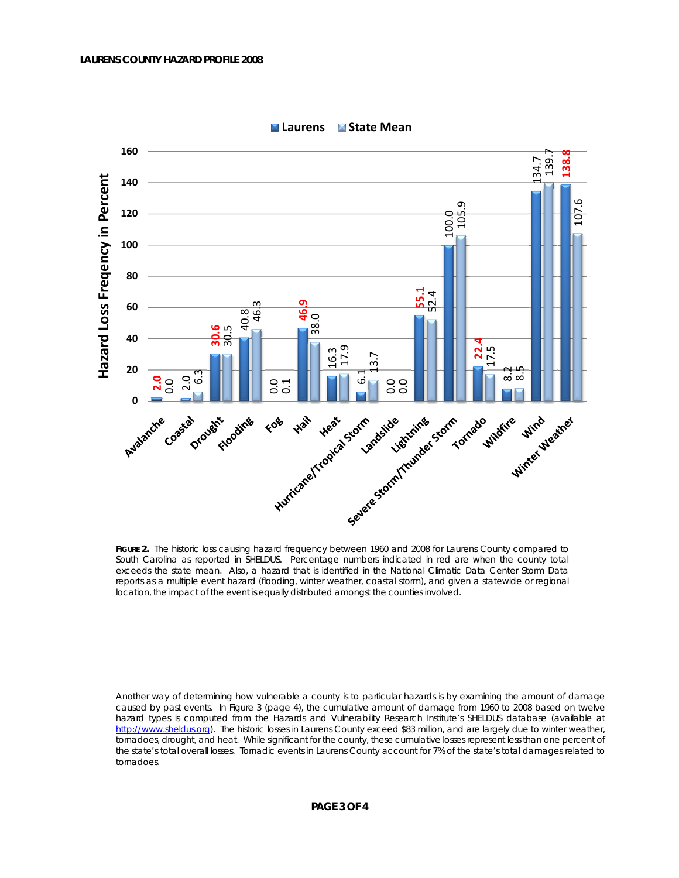| Hazard | Laurens | State Mean |
|---|---|---|
| Avalanche | **2.0** | 0.0 |
| Coastal | 2.0 | 6.3 |
| Drought | **30.6** | 30.5 |
| Flooding | 40.8 | 46.3 |
| Fog | 0.0 | 0.1 |
| Hail | **46.9** | 38.0 |
| Heat | 16.3 | 17.9 |
| Hurricane/Tropical Storm | 6.1 | 13.7 |
| Landslide | 0.0 | 0.0 |
| Lightning | **55.1** | 52.4 |
| Severe Storm/Thunder Storm | 100.0 | 105.9 |
| Tornado | **22.4** | 17.5 |
| Wildfire | 8.2 | 8.5 |
| Wind | 134.7 | 139.7 |
| Winter Weather | **138.8** | 107.6 |

Hazard Loss Freqency in Percent

**FIGURE 2.** The historic loss causing hazard frequency between 1960 and 2008 for Laurens County compared to South Carolina as reported in SHELDUS. Percentage numbers indicated in red are when the county total exceeds the state mean. Also, a hazard that is identified in the National Climatic Data Center Storm Data reports as a multiple event hazard (flooding, winter weather, coastal storm), and given a statewide or regional location, the impact of the event is equally distributed amongst the counties involved.

Another way of determining how vulnerable a county is to particular hazards is by examining the amount of damage caused by past events. In Figure 3 (page 4), the cumulative amount of damage from 1960 to 2008 based on twelve hazard types is computed from the Hazards and Vulnerability Research Institute's SHELDUS database (available at http://www.sheldus.org). The historic losses in Laurens County exceed $83 million, and are largely due to winter weather, tornadoes, drought, and heat. While significant for the county, these cumulative losses represent less than one percent of the state's total overall losses. Tornadic events in Laurens County account for 7% of the state's total damages related to tornadoes.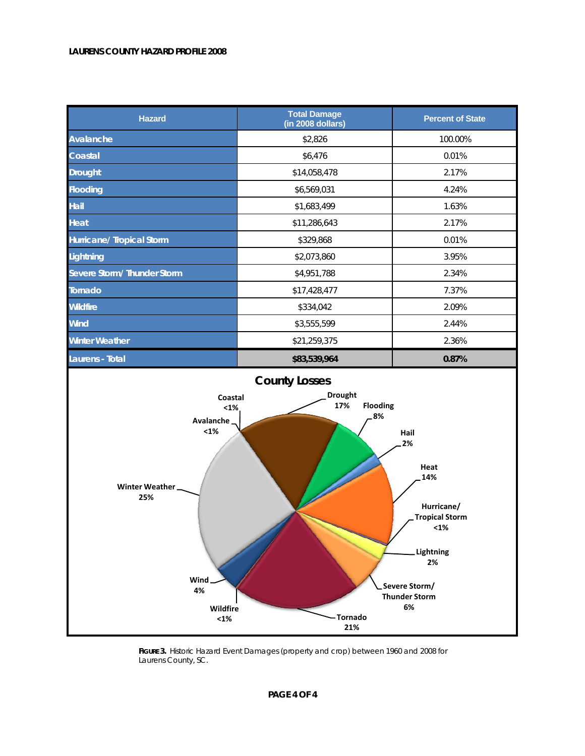| Hazard | Total Damage (in 2008 dollars) | Percent of State |
|---|---|---|
| Avalanche | $2,826 | 100.00% |
| Coastal | $6,476 | 0.01% |
| Drought | $14,058,478 | 2.17% |
| Flooding | $6,569,031 | 4.24% |
| Hail | $1,683,499 | 1.63% |
| Heat | $11,286,643 | 2.17% |
| Hurricane/ Tropical Storm | $329,868 | 0.01% |
| Lightning | $2,073,860 | 3.95% |
| Severe Storm/ Thunder Storm | $4,951,788 | 2.34% |
| Tornado | $17,428,477 | 7.37% |
| Wildfire | $334,042 | 2.09% |
| Wind | $3,555,599 | 2.44% |
| Winter Weather | $21,259,375 | 2.36% |
| **Laurens - Total** | **$83,539,964** | **0.87%** |

**County Losses**

Coastal <1%
Drought 17%
Flooding 8%
Avalanche <1%
Hail 2%
Heat 14%
Winter Weather 25%
Hurricane/ Tropical Storm <1%
Lightning 2%
Wind 4%
Severe Storm/ Thunder Storm 6%
Wildfire <1%
Tornado 21%

**FIGURE 3.** Historic Hazard Event Damages (property and crop) between 1960 and 2008 for Laurens County, SC.